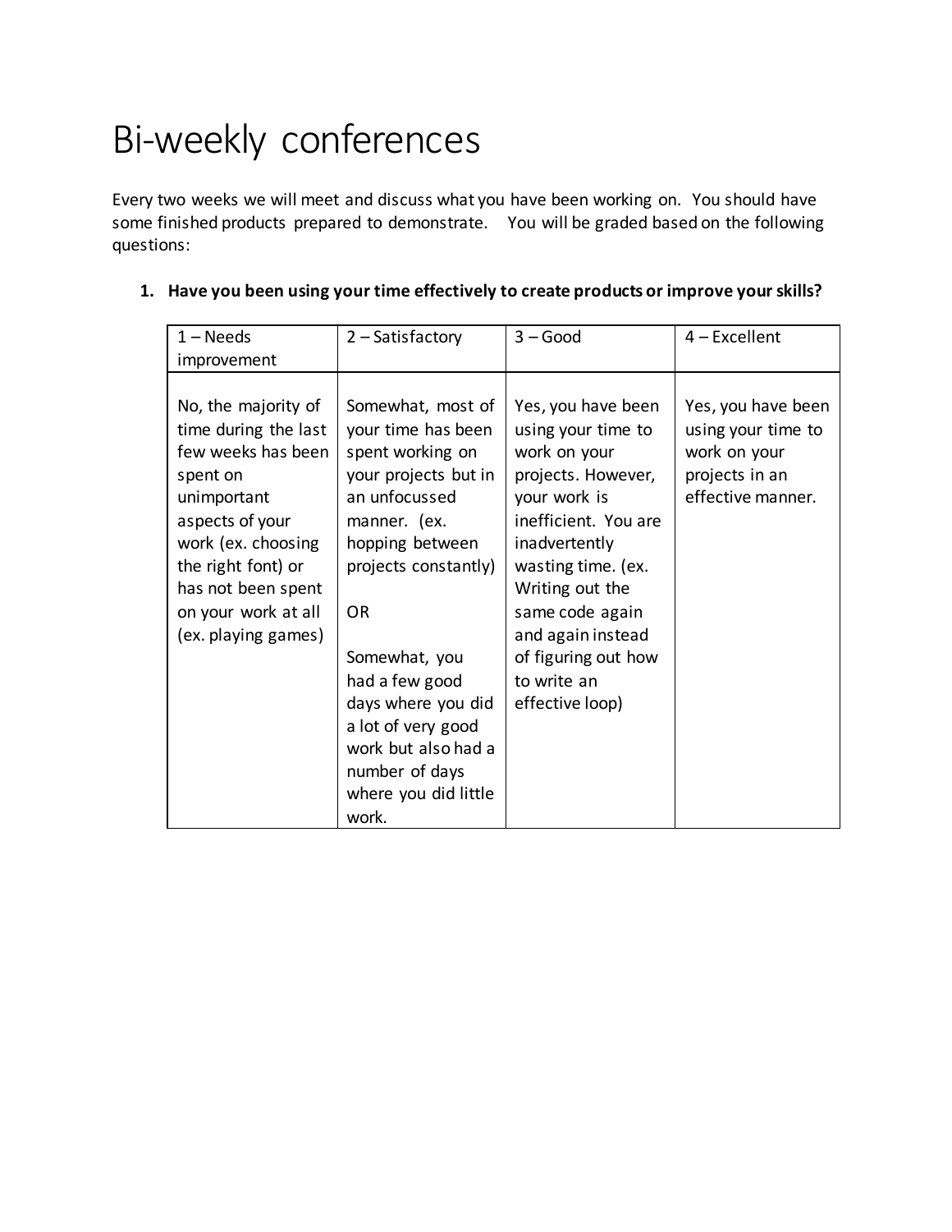# Bi-weekly conferences

Every two weeks we will meet and discuss what you have been working on. You should have some finished products prepared to demonstrate. You will be graded based on the following questions:

1. **Have you been using your time effectively to create products or improve your skills?**

| 1 – Needs improvement | 2 – Satisfactory | 3 – Good | 4 – Excellent |
|---|---|---|---|
| No, the majority of time during the last few weeks has been spent on unimportant aspects of your work (ex. choosing the right font) or has not been spent on your work at all (ex. playing games) | Somewhat, most of your time has been spent working on your projects but in an unfocussed manner. (ex. hopping between projects constantly)<br><br>OR<br><br>Somewhat, you had a few good days where you did a lot of very good work but also had a number of days where you did little work. | Yes, you have been using your time to work on your projects. However, your work is inefficient. You are inadvertently wasting time. (ex. Writing out the same code again and again instead of figuring out how to write an effective loop) | Yes, you have been using your time to work on your projects in an effective manner. |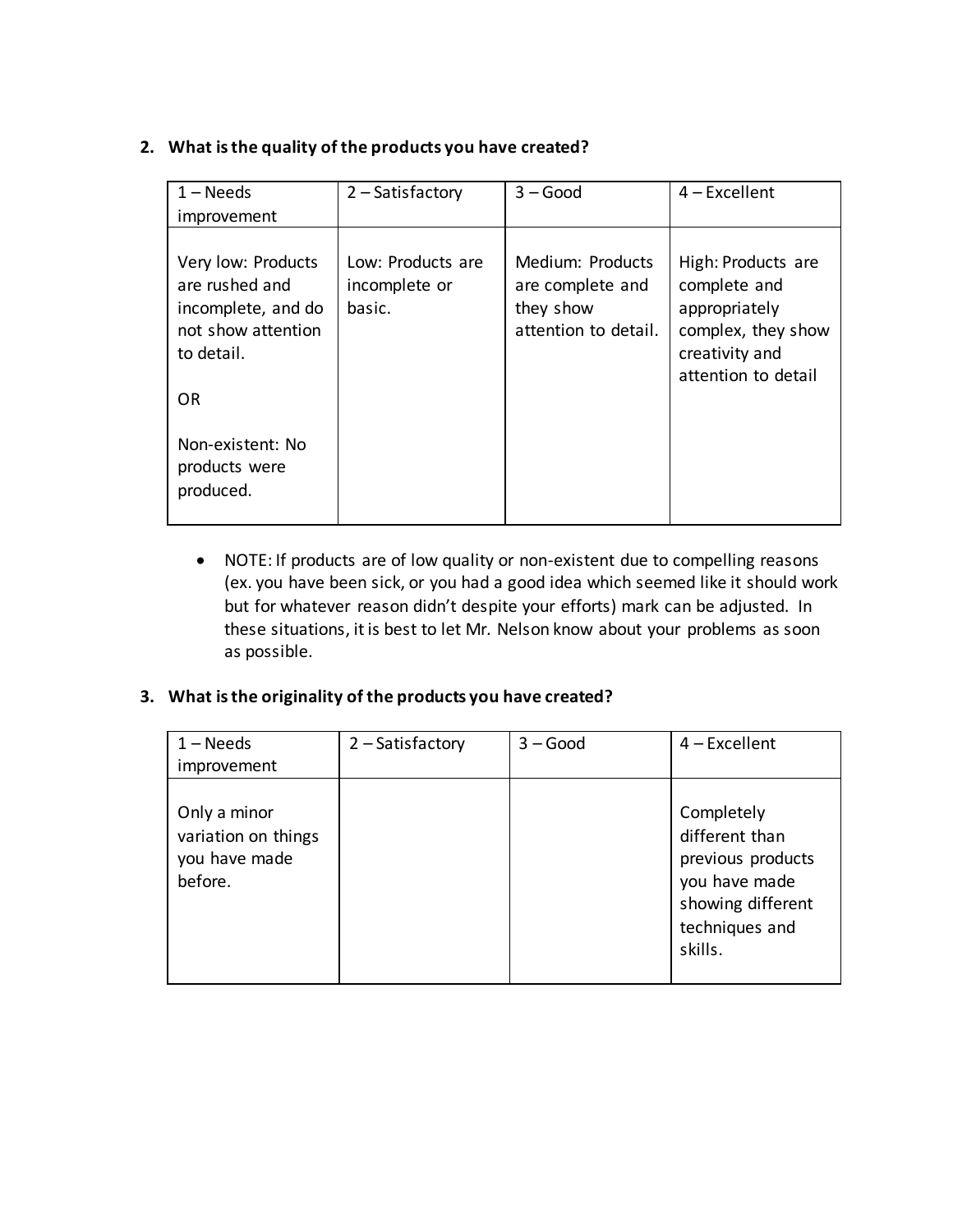2. **What is the quality of the products you have created?**

| 1 – Needs improvement | 2 – Satisfactory | 3 – Good | 4 – Excellent |
|---|---|---|---|
| Very low: Products are rushed and incomplete, and do not show attention to detail.<br><br>OR<br><br>Non-existent: No products were produced. | Low: Products are incomplete or basic. | Medium: Products are complete and they show attention to detail. | High: Products are complete and appropriately complex, they show creativity and attention to detail |

- NOTE: If products are of low quality or non-existent due to compelling reasons (ex. you have been sick, or you had a good idea which seemed like it should work but for whatever reason didn't despite your efforts) mark can be adjusted. In these situations, it is best to let Mr. Nelson know about your problems as soon as possible.

3. **What is the originality of the products you have created?**

| 1 – Needs improvement | 2 – Satisfactory | 3 – Good | 4 – Excellent |
|---|---|---|---|
| Only a minor variation on things you have made before. | | | Completely different than previous products you have made showing different techniques and skills. |